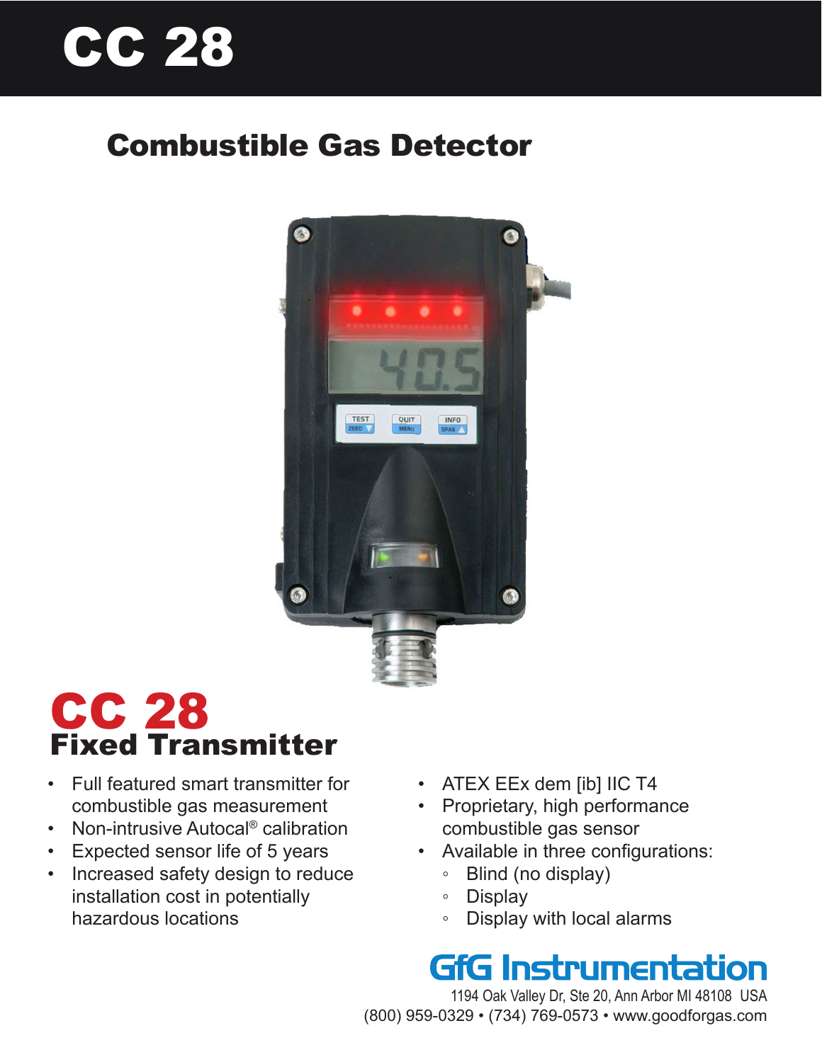# CC 28

## Combustible Gas Detector

# CC 28

## Fixed Transmitter

- Full featured smart transmitter for combustible gas measurement
- Non-intrusive Autocal® calibration
- Expected sensor life of 5 years
- Increased safety design to reduce installation cost in potentially hazardous locations
- ATEX EEx dem [ib] IIC T4
- Proprietary, high performance combustible gas sensor
- Available in three configurations:
  - Blind (no display)
  - Display
  - Display with local alarms

**GfG Instrumentation**

1194 Oak Valley Dr, Ste 20, Ann Arbor MI 48108 USA

(800) 959-0329 • (734) 769-0573 • www.goodforgas.com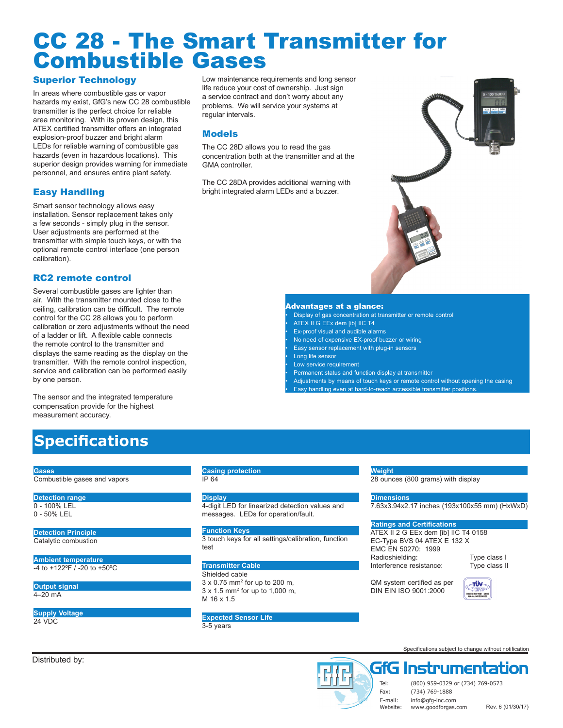# CC 28 - The Smart Transmitter for Combustible Gases

## Superior Technology

In areas where combustible gas or vapor hazards my exist, GfG's new CC 28 combustible transmitter is the perfect choice for reliable area monitoring. With its proven design, this ATEX certified transmitter offers an integrated explosion-proof buzzer and bright alarm LEDs for reliable warning of combustible gas hazards (even in hazardous locations). This superior design provides warning for immediate personnel, and ensures entire plant safety.

## Easy Handling

Smart sensor technology allows easy installation. Sensor replacement takes only a few seconds - simply plug in the sensor. User adjustments are performed at the transmitter with simple touch keys, or with the optional remote control interface (one person calibration).

## RC2 remote control

Several combustible gases are lighter than air. With the transmitter mounted close to the ceiling, calibration can be difficult. The remote control for the CC 28 allows you to perform calibration or zero adjustments without the need of a ladder or lift. A flexible cable connects the remote control to the transmitter and displays the same reading as the display on the transmitter. With the remote control inspection, service and calibration can be performed easily by one person.

The sensor and the integrated temperature compensation provide for the highest measurement accuracy.

Low maintenance requirements and long sensor life reduce your cost of ownership. Just sign a service contract and don't worry about any problems. We will service your systems at regular intervals.

## Models

The CC 28D allows you to read the gas concentration both at the transmitter and at the GMA controller.

The CC 28DA provides additional warning with bright integrated alarm LEDs and a buzzer.

**Advantages at a glance:**

- Display of gas concentration at transmitter or remote control
- ATEX II G EEx dem [ib] IIC T4
- Ex-proof visual and audible alarms
- No need of expensive EX-proof buzzer or wiring
- Easy sensor replacement with plug-in sensors
- Long life sensor
- Low service requirement
- Permanent status and function display at transmitter
- Adjustments by means of touch keys or remote control without opening the casing
- Easy handling even at hard-to-reach accessible transmitter positions.

# Specifications

**Gases**
Combustible gases and vapors

**Detection range**
0 - 100% LEL
0 - 50% LEL

**Detection Principle**
Catalytic combustion

**Ambient temperature**
-4 to +122ºF / -20 to +50ºC

**Output signal**
4–20 mA

**Supply Voltage**
24 VDC

**Casing protection**
IP 64

**Display**
4-digit LED for linearized detection values and messages. LEDs for operation/fault.

**Function Keys**
3 touch keys for all settings/calibration, function test

**Transmitter Cable**
Shielded cable
3 x 0.75 mm² for up to 200 m,
3 x 1.5 mm² for up to 1,000 m,
M 16 x 1.5

**Expected Sensor Life**
3-5 years

**Weight**
28 ounces (800 grams) with display

**Dimensions**
7.63x3.94x2.17 inches (193x100x55 mm) (HxWxD)

**Ratings and Certifications**
ATEX II 2 G EEx dem [ib] IIC T4 0158
EC-Type BVS 04 ATEX E 132 X
EMC EN 50270: 1999
Radioshielding: Type class I
Interference resistance: Type class II

QM system certified as per DIN EIN ISO 9001:2000

Specifications subject to change without notification

Distributed by:

GfG Instrumentation
Tel: (800) 959-0329 or (734) 769-0573
Fax: (734) 769-1888
E-mail: info@gfg-inc.com
Website: www.goodforgas.com

Rev. 6 (01/30/17)